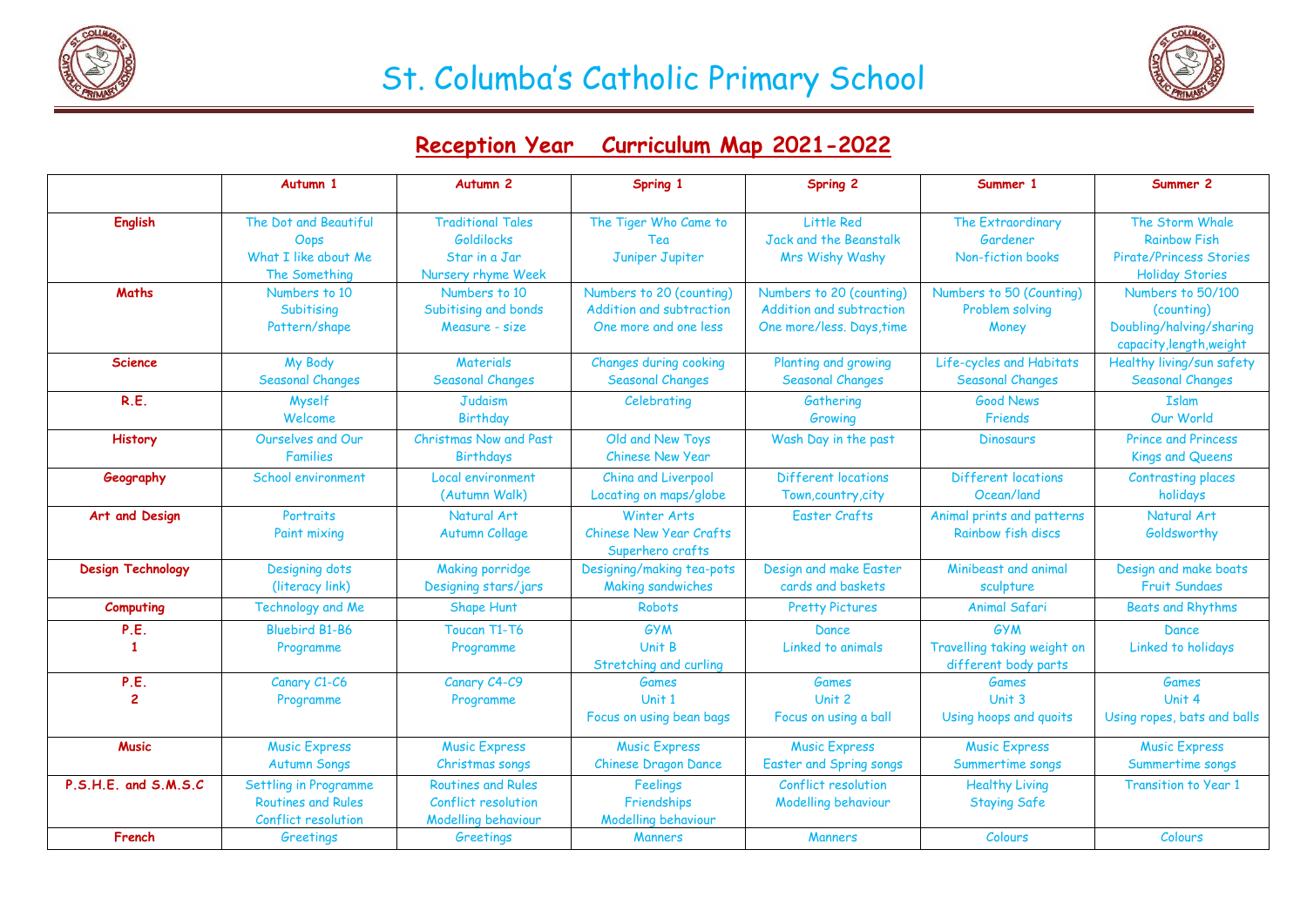# St. Columba's Catholic Primary School

## Reception Year Curriculum Map 2021-2022

| | Autumn 1 | Autumn 2 | Spring 1 | Spring 2 | Summer 1 | Summer 2 |
|---|---|---|---|---|---|---|
| **English** | The Dot and Beautiful Oops<br>What I like about Me<br>The Something | Traditional Tales<br>Goldilocks<br>Star in a Jar<br>Nursery rhyme Week | The Tiger Who Came to Tea<br>Juniper Jupiter | Little Red<br>Jack and the Beanstalk<br>Mrs Wishy Washy | The Extraordinary Gardener<br>Non-fiction books | The Storm Whale<br>Rainbow Fish<br>Pirate/Princess Stories<br>Holiday Stories |
| **Maths** | Numbers to 10<br>Subitising<br>Pattern/shape | Numbers to 10<br>Subitising and bonds<br>Measure - size | Numbers to 20 (counting)<br>Addition and subtraction<br>One more and one less | Numbers to 20 (counting)<br>Addition and subtraction<br>One more/less. Days,time | Numbers to 50 (Counting)<br>Problem solving<br>Money | Numbers to 50/100 (counting)<br>Doubling/halving/sharing<br>capacity,length,weight |
| **Science** | My Body<br>Seasonal Changes | Materials<br>Seasonal Changes | Changes during cooking<br>Seasonal Changes | Planting and growing<br>Seasonal Changes | Life-cycles and Habitats<br>Seasonal Changes | Healthy living/sun safety<br>Seasonal Changes |
| **R.E.** | Myself<br>Welcome | Judaism<br>Birthday | Celebrating | Gathering<br>Growing | Good News<br>Friends | Islam<br>Our World |
| **History** | Ourselves and Our Families | Christmas Now and Past<br>Birthdays | Old and New Toys<br>Chinese New Year | Wash Day in the past | Dinosaurs | Prince and Princess<br>Kings and Queens |
| **Geography** | School environment | Local environment (Autumn Walk) | China and Liverpool<br>Locating on maps/globe | Different locations<br>Town,country,city | Different locations<br>Ocean/land | Contrasting places<br>holidays |
| **Art and Design** | Portraits<br>Paint mixing | Natural Art<br>Autumn Collage | Winter Arts<br>Chinese New Year Crafts<br>Superhero crafts | Easter Crafts | Animal prints and patterns<br>Rainbow fish discs | Natural Art<br>Goldsworthy |
| **Design Technology** | Designing dots (literacy link) | Making porridge<br>Designing stars/jars | Designing/making tea-pots<br>Making sandwiches | Design and make Easter cards and baskets | Minibeast and animal sculpture | Design and make boats<br>Fruit Sundaes |
| **Computing** | Technology and Me | Shape Hunt | Robots | Pretty Pictures | Animal Safari | Beats and Rhythms |
| **P.E. 1** | Bluebird B1-B6 Programme | Toucan T1-T6 Programme | GYM<br>Unit B<br>Stretching and curling | Dance<br>Linked to animals | GYM<br>Travelling taking weight on different body parts | Dance<br>Linked to holidays |
| **P.E. 2** | Canary C1-C6 Programme | Canary C4-C9 Programme | Games<br>Unit 1<br>Focus on using bean bags | Games<br>Unit 2<br>Focus on using a ball | Games<br>Unit 3<br>Using hoops and quoits | Games<br>Unit 4<br>Using ropes, bats and balls |
| **Music** | Music Express<br>Autumn Songs | Music Express<br>Christmas songs | Music Express<br>Chinese Dragon Dance | Music Express<br>Easter and Spring songs | Music Express<br>Summertime songs | Music Express<br>Summertime songs |
| **P.S.H.E. and S.M.S.C** | Settling in Programme<br>Routines and Rules<br>Conflict resolution | Routines and Rules<br>Conflict resolution<br>Modelling behaviour | Feelings<br>Friendships<br>Modelling behaviour | Conflict resolution<br>Modelling behaviour | Healthy Living<br>Staying Safe | Transition to Year 1 |
| **French** | Greetings | Greetings | Manners | Manners | Colours | Colours |